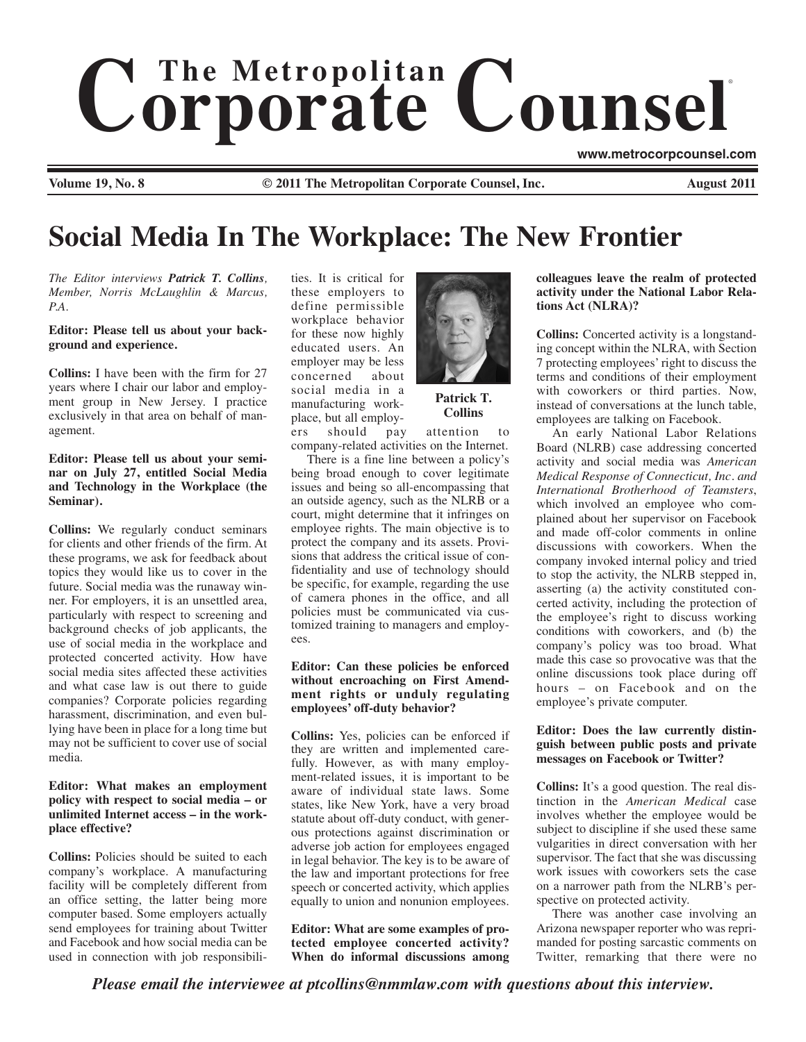# The Metropolitan Corporate Counsel

www.metrocorpcounsel.com

Volume 19, No. 8 © 2011 The Metropolitan Corporate Counsel, Inc. August 2011

# Social Media In The Workplace: The New Frontier

*The Editor interviews **Patrick T. Collins**, Member, Norris McLaughlin & Marcus, P.A.*

**Editor: Please tell us about your background and experience.**

**Collins:** I have been with the firm for 27 years where I chair our labor and employment group in New Jersey. I practice exclusively in that area on behalf of management.

**Editor: Please tell us about your seminar on July 27, entitled Social Media and Technology in the Workplace (the Seminar).**

**Collins:** We regularly conduct seminars for clients and other friends of the firm. At these programs, we ask for feedback about topics they would like us to cover in the future. Social media was the runaway winner. For employers, it is an unsettled area, particularly with respect to screening and background checks of job applicants, the use of social media in the workplace and protected concerted activity. How have social media sites affected these activities and what case law is out there to guide companies? Corporate policies regarding harassment, discrimination, and even bullying have been in place for a long time but may not be sufficient to cover use of social media.

**Editor: What makes an employment policy with respect to social media – or unlimited Internet access – in the workplace effective?**

**Collins:** Policies should be suited to each company's workplace. A manufacturing facility will be completely different from an office setting, the latter being more computer based. Some employers actually send employees for training about Twitter and Facebook and how social media can be used in connection with job responsibilities. It is critical for these employers to define permissible workplace behavior for these now highly educated users. An employer may be less concerned about social media in a manufacturing workplace, but all employers should pay attention to company-related activities on the Internet.

**Patrick T. Collins**

There is a fine line between a policy's being broad enough to cover legitimate issues and being so all-encompassing that an outside agency, such as the NLRB or a court, might determine that it infringes on employee rights. The main objective is to protect the company and its assets. Provisions that address the critical issue of confidentiality and use of technology should be specific, for example, regarding the use of camera phones in the office, and all policies must be communicated via customized training to managers and employees.

**Editor: Can these policies be enforced without encroaching on First Amendment rights or unduly regulating employees' off-duty behavior?**

**Collins:** Yes, policies can be enforced if they are written and implemented carefully. However, as with many employment-related issues, it is important to be aware of individual state laws. Some states, like New York, have a very broad statute about off-duty conduct, with generous protections against discrimination or adverse job action for employees engaged in legal behavior. The key is to be aware of the law and important protections for free speech or concerted activity, which applies equally to union and nonunion employees.

**Editor: What are some examples of protected employee concerted activity? When do informal discussions among colleagues leave the realm of protected activity under the National Labor Relations Act (NLRA)?**

**Collins:** Concerted activity is a longstanding concept within the NLRA, with Section 7 protecting employees' right to discuss the terms and conditions of their employment with coworkers or third parties. Now, instead of conversations at the lunch table, employees are talking on Facebook.

An early National Labor Relations Board (NLRB) case addressing concerted activity and social media was *American Medical Response of Connecticut, Inc. and International Brotherhood of Teamsters*, which involved an employee who complained about her supervisor on Facebook and made off-color comments in online discussions with coworkers. When the company invoked internal policy and tried to stop the activity, the NLRB stepped in, asserting (a) the activity constituted concerted activity, including the protection of the employee's right to discuss working conditions with coworkers, and (b) the company's policy was too broad. What made this case so provocative was that the online discussions took place during off hours – on Facebook and on the employee's private computer.

**Editor: Does the law currently distinguish between public posts and private messages on Facebook or Twitter?**

**Collins:** It's a good question. The real distinction in the *American Medical* case involves whether the employee would be subject to discipline if she used these same vulgarities in direct conversation with her supervisor. The fact that she was discussing work issues with coworkers sets the case on a narrower path from the NLRB's perspective on protected activity.

There was another case involving an Arizona newspaper reporter who was reprimanded for posting sarcastic comments on Twitter, remarking that there were no

*Please email the interviewee at ptcollins@nmmlaw.com with questions about this interview.*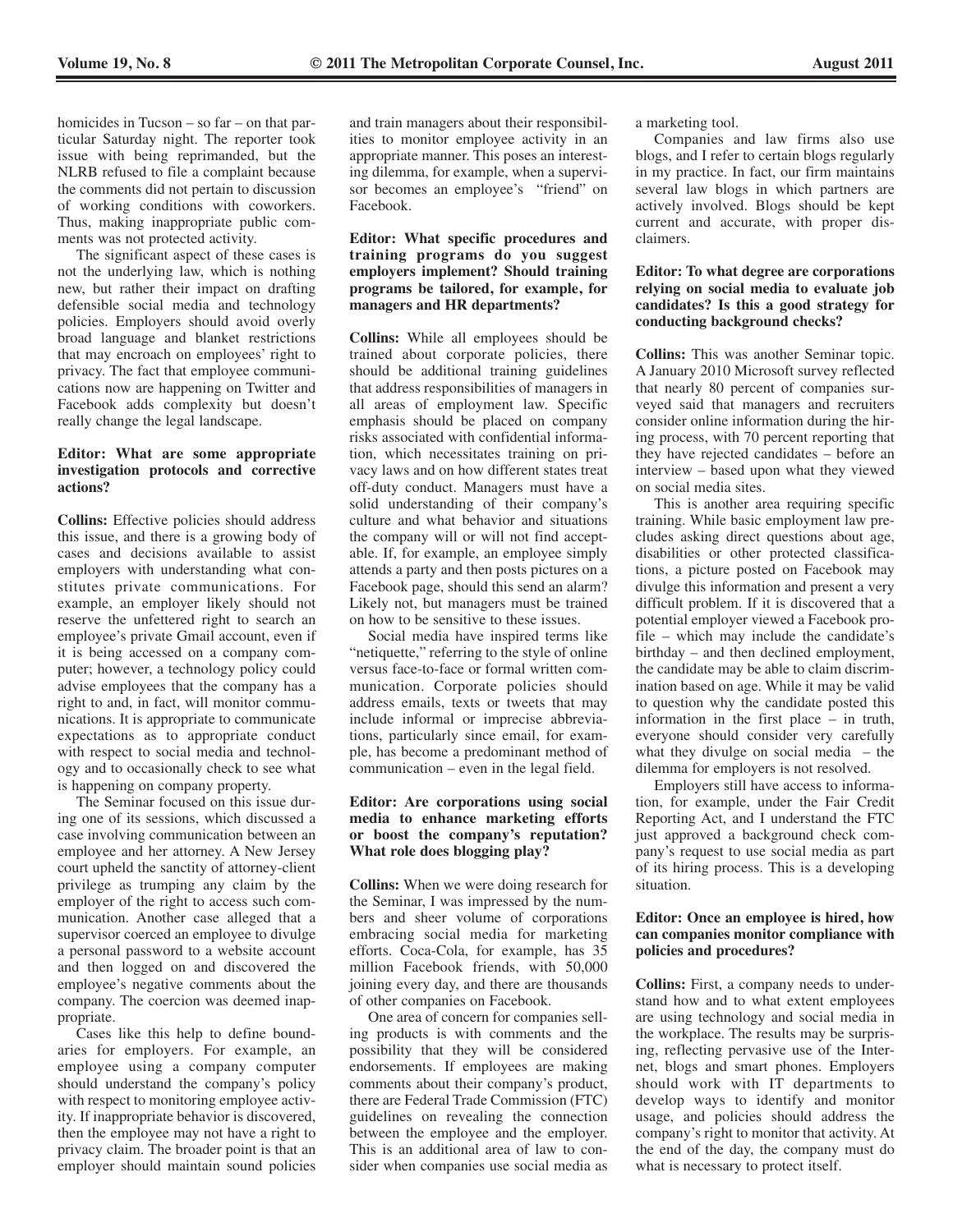homicides in Tucson – so far – on that particular Saturday night. The reporter took issue with being reprimanded, but the NLRB refused to file a complaint because the comments did not pertain to discussion of working conditions with coworkers. Thus, making inappropriate public comments was not protected activity.

The significant aspect of these cases is not the underlying law, which is nothing new, but rather their impact on drafting defensible social media and technology policies. Employers should avoid overly broad language and blanket restrictions that may encroach on employees' right to privacy. The fact that employee communications now are happening on Twitter and Facebook adds complexity but doesn't really change the legal landscape.

**Editor: What are some appropriate investigation protocols and corrective actions?**

**Collins:** Effective policies should address this issue, and there is a growing body of cases and decisions available to assist employers with understanding what constitutes private communications. For example, an employer likely should not reserve the unfettered right to search an employee's private Gmail account, even if it is being accessed on a company computer; however, a technology policy could advise employees that the company has a right to and, in fact, will monitor communications. It is appropriate to communicate expectations as to appropriate conduct with respect to social media and technology and to occasionally check to see what is happening on company property.

The Seminar focused on this issue during one of its sessions, which discussed a case involving communication between an employee and her attorney. A New Jersey court upheld the sanctity of attorney-client privilege as trumping any claim by the employer of the right to access such communication. Another case alleged that a supervisor coerced an employee to divulge a personal password to a website account and then logged on and discovered the employee's negative comments about the company. The coercion was deemed inappropriate.

Cases like this help to define boundaries for employers. For example, an employee using a company computer should understand the company's policy with respect to monitoring employee activity. If inappropriate behavior is discovered, then the employee may not have a right to privacy claim. The broader point is that an employer should maintain sound policies and train managers about their responsibilities to monitor employee activity in an appropriate manner. This poses an interesting dilemma, for example, when a supervisor becomes an employee's "friend" on Facebook.

**Editor: What specific procedures and training programs do you suggest employers implement? Should training programs be tailored, for example, for managers and HR departments?**

**Collins:** While all employees should be trained about corporate policies, there should be additional training guidelines that address responsibilities of managers in all areas of employment law. Specific emphasis should be placed on company risks associated with confidential information, which necessitates training on privacy laws and on how different states treat off-duty conduct. Managers must have a solid understanding of their company's culture and what behavior and situations the company will or will not find acceptable. If, for example, an employee simply attends a party and then posts pictures on a Facebook page, should this send an alarm? Likely not, but managers must be trained on how to be sensitive to these issues.

Social media have inspired terms like "netiquette," referring to the style of online versus face-to-face or formal written communication. Corporate policies should address emails, texts or tweets that may include informal or imprecise abbreviations, particularly since email, for example, has become a predominant method of communication – even in the legal field.

**Editor: Are corporations using social media to enhance marketing efforts or boost the company's reputation? What role does blogging play?**

**Collins:** When we were doing research for the Seminar, I was impressed by the numbers and sheer volume of corporations embracing social media for marketing efforts. Coca-Cola, for example, has 35 million Facebook friends, with 50,000 joining every day, and there are thousands of other companies on Facebook.

One area of concern for companies selling products is with comments and the possibility that they will be considered endorsements. If employees are making comments about their company's product, there are Federal Trade Commission (FTC) guidelines on revealing the connection between the employee and the employer. This is an additional area of law to consider when companies use social media as a marketing tool.

Companies and law firms also use blogs, and I refer to certain blogs regularly in my practice. In fact, our firm maintains several law blogs in which partners are actively involved. Blogs should be kept current and accurate, with proper disclaimers.

**Editor: To what degree are corporations relying on social media to evaluate job candidates? Is this a good strategy for conducting background checks?**

**Collins:** This was another Seminar topic. A January 2010 Microsoft survey reflected that nearly 80 percent of companies surveyed said that managers and recruiters consider online information during the hiring process, with 70 percent reporting that they have rejected candidates – before an interview – based upon what they viewed on social media sites.

This is another area requiring specific training. While basic employment law precludes asking direct questions about age, disabilities or other protected classifications, a picture posted on Facebook may divulge this information and present a very difficult problem. If it is discovered that a potential employer viewed a Facebook profile – which may include the candidate's birthday – and then declined employment, the candidate may be able to claim discrimination based on age. While it may be valid to question why the candidate posted this information in the first place – in truth, everyone should consider very carefully what they divulge on social media – the dilemma for employers is not resolved.

Employers still have access to information, for example, under the Fair Credit Reporting Act, and I understand the FTC just approved a background check company's request to use social media as part of its hiring process. This is a developing situation.

**Editor: Once an employee is hired, how can companies monitor compliance with policies and procedures?**

**Collins:** First, a company needs to understand how and to what extent employees are using technology and social media in the workplace. The results may be surprising, reflecting pervasive use of the Internet, blogs and smart phones. Employers should work with IT departments to develop ways to identify and monitor usage, and policies should address the company's right to monitor that activity. At the end of the day, the company must do what is necessary to protect itself.